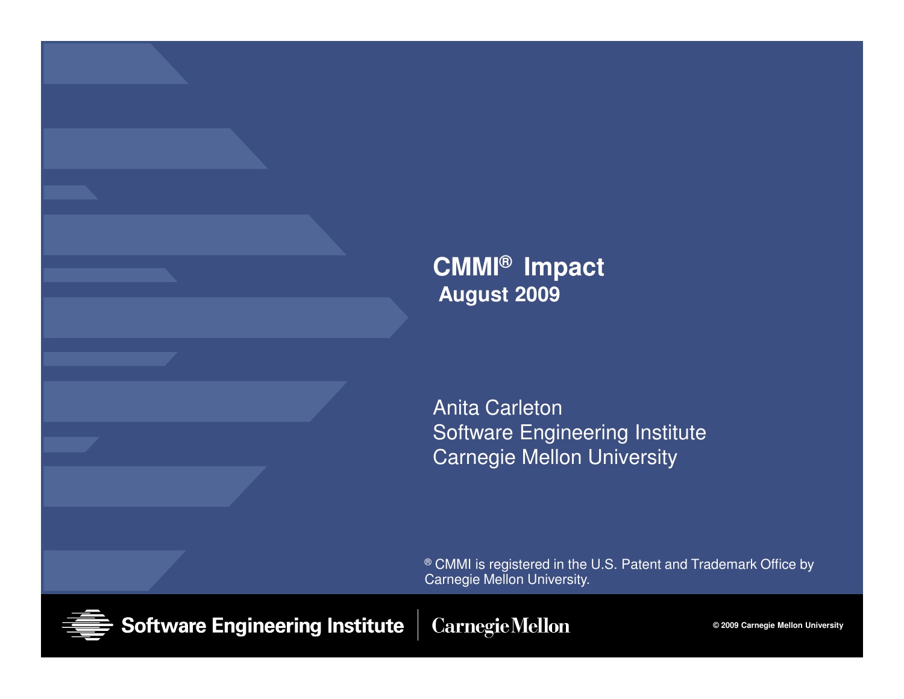# CMMI® Impact

**August 2009**

Anita Carleton
Software Engineering Institute
Carnegie Mellon University

® CMMI is registered in the U.S. Patent and Trademark Office by Carnegie Mellon University.

Software Engineering Institute | Carnegie Mellon

© 2009 Carnegie Mellon University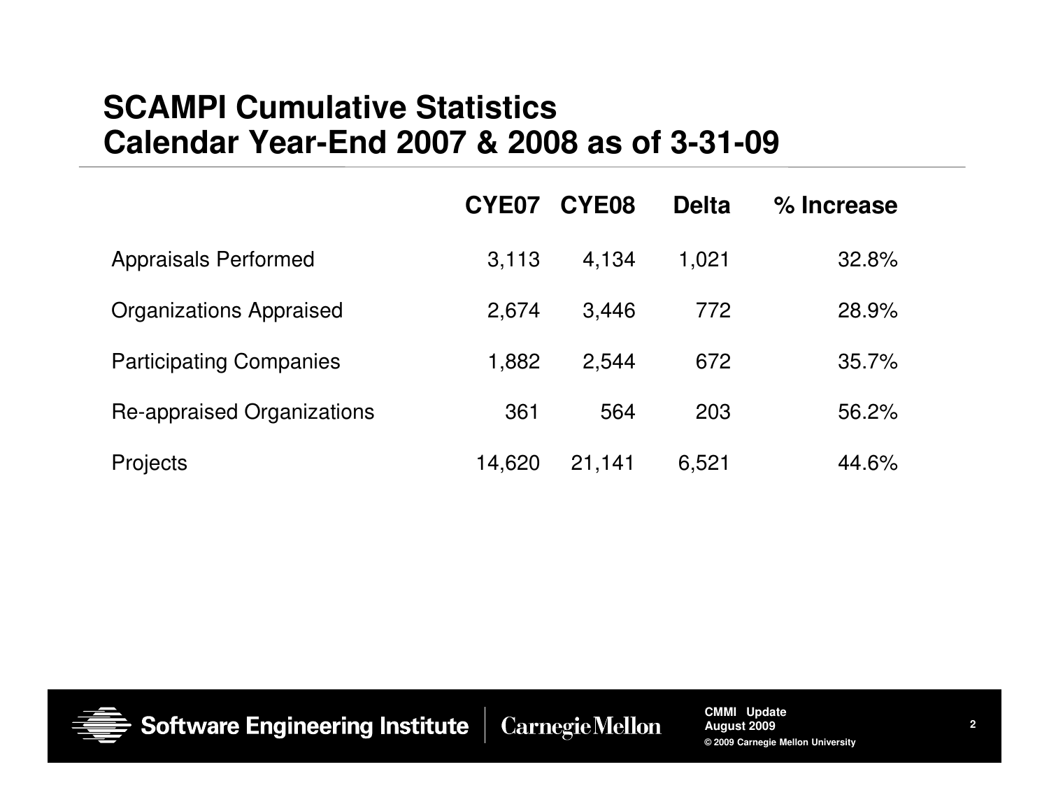# SCAMPI Cumulative Statistics Calendar Year-End 2007 & 2008 as of 3-31-09

| | CYE07 | CYE08 | Delta | % Increase |
|---|---|---|---|---|
| Appraisals Performed | 3,113 | 4,134 | 1,021 | 32.8% |
| Organizations Appraised | 2,674 | 3,446 | 772 | 28.9% |
| Participating Companies | 1,882 | 2,544 | 672 | 35.7% |
| Re-appraised Organizations | 361 | 564 | 203 | 56.2% |
| Projects | 14,620 | 21,141 | 6,521 | 44.6% |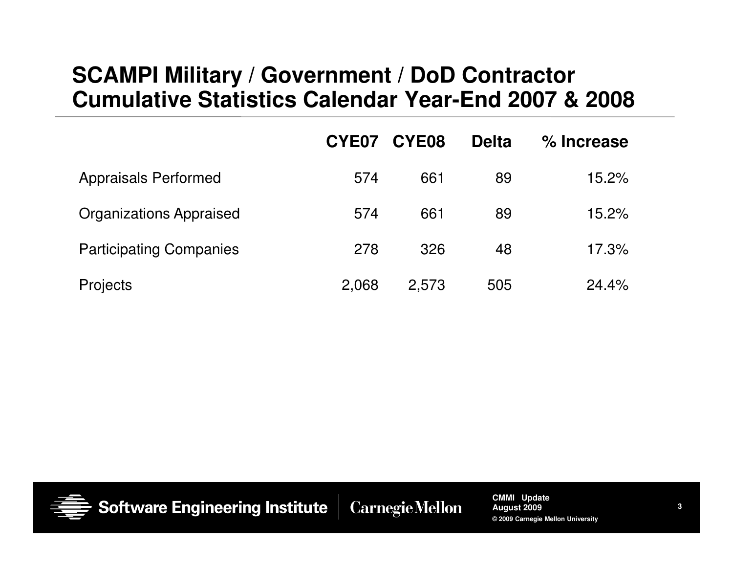# SCAMPI Military / Government / DoD Contractor Cumulative Statistics Calendar Year-End 2007 & 2008

| | CYE07 | CYE08 | Delta | % Increase |
|---|---|---|---|---|
| Appraisals Performed | 574 | 661 | 89 | 15.2% |
| Organizations Appraised | 574 | 661 | 89 | 15.2% |
| Participating Companies | 278 | 326 | 48 | 17.3% |
| Projects | 2,068 | 2,573 | 505 | 24.4% |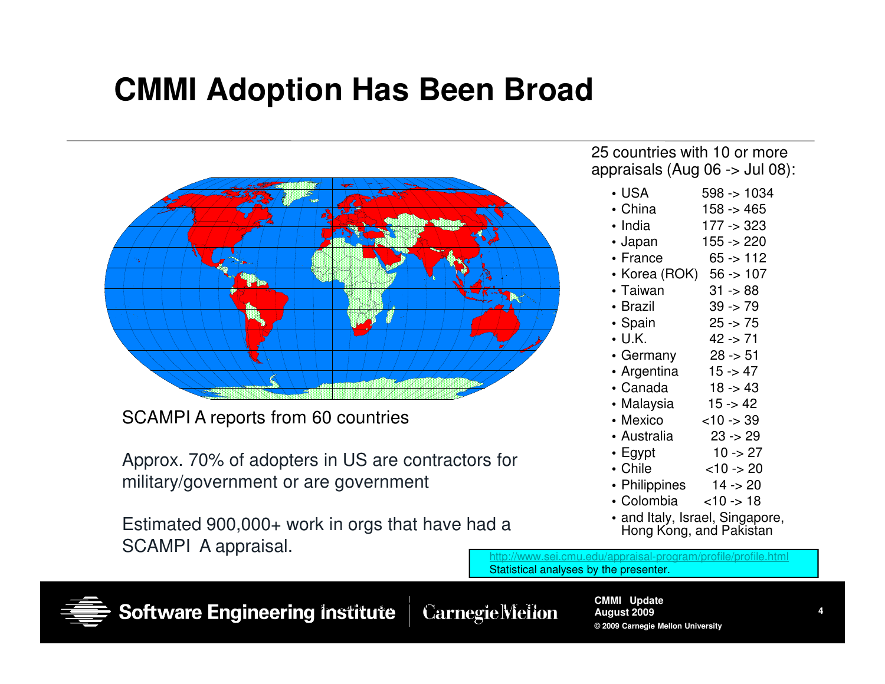# CMMI Adoption Has Been Broad

SCAMPI A reports from 60 countries

Approx. 70% of adopters in US are contractors for military/government or are government

Estimated 900,000+ work in orgs that have had a SCAMPI A appraisal.

25 countries with 10 or more appraisals (Aug 06 -> Jul 08):

- USA 598 -> 1034
- China 158 -> 465
- India 177 -> 323
- Japan 155 -> 220
- France 65 -> 112
- Korea (ROK) 56 -> 107
- Taiwan 31 -> 88
- Brazil 39 -> 79
- Spain 25 -> 75
- U.K. 42 -> 71
- Germany 28 -> 51
- Argentina 15 -> 47
- Canada 18 -> 43
- Malaysia 15 -> 42
- Mexico <10 -> 39
- Australia 23 -> 29
- Egypt 10 -> 27
- Chile <10 -> 20
- Philippines 14 -> 20
- Colombia <10 -> 18
- and Italy, Israel, Singapore, Hong Kong, and Pakistan

http://www.sei.cmu.edu/appraisal-program/profile/profile.html
Statistical analyses by the presenter.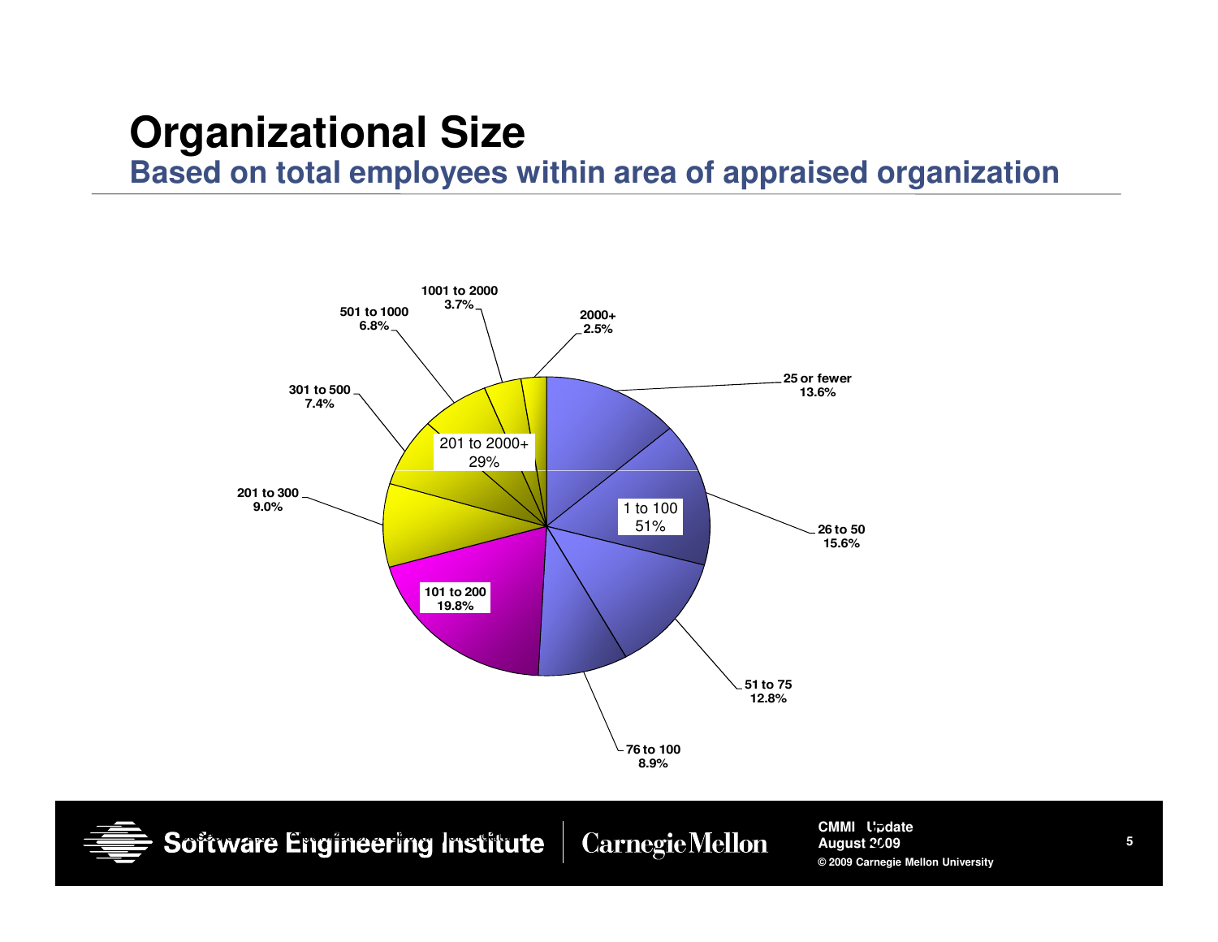# Organizational Size

## Based on total employees within area of appraised organization

| Category | Percentage |
| --- | --- |
| 25 or fewer | 13.6% |
| 26 to 50 | 15.6% |
| 51 to 75 | 12.8% |
| 76 to 100 | 8.9% |
| 101 to 200 | 19.8% |
| 201 to 300 | 9.0% |
| 301 to 500 | 7.4% |
| 501 to 1000 | 6.8% |
| 1001 to 2000 | 3.7% |
| 2000+ | 2.5% |

1 to 100: 51%

201 to 2000+: 29%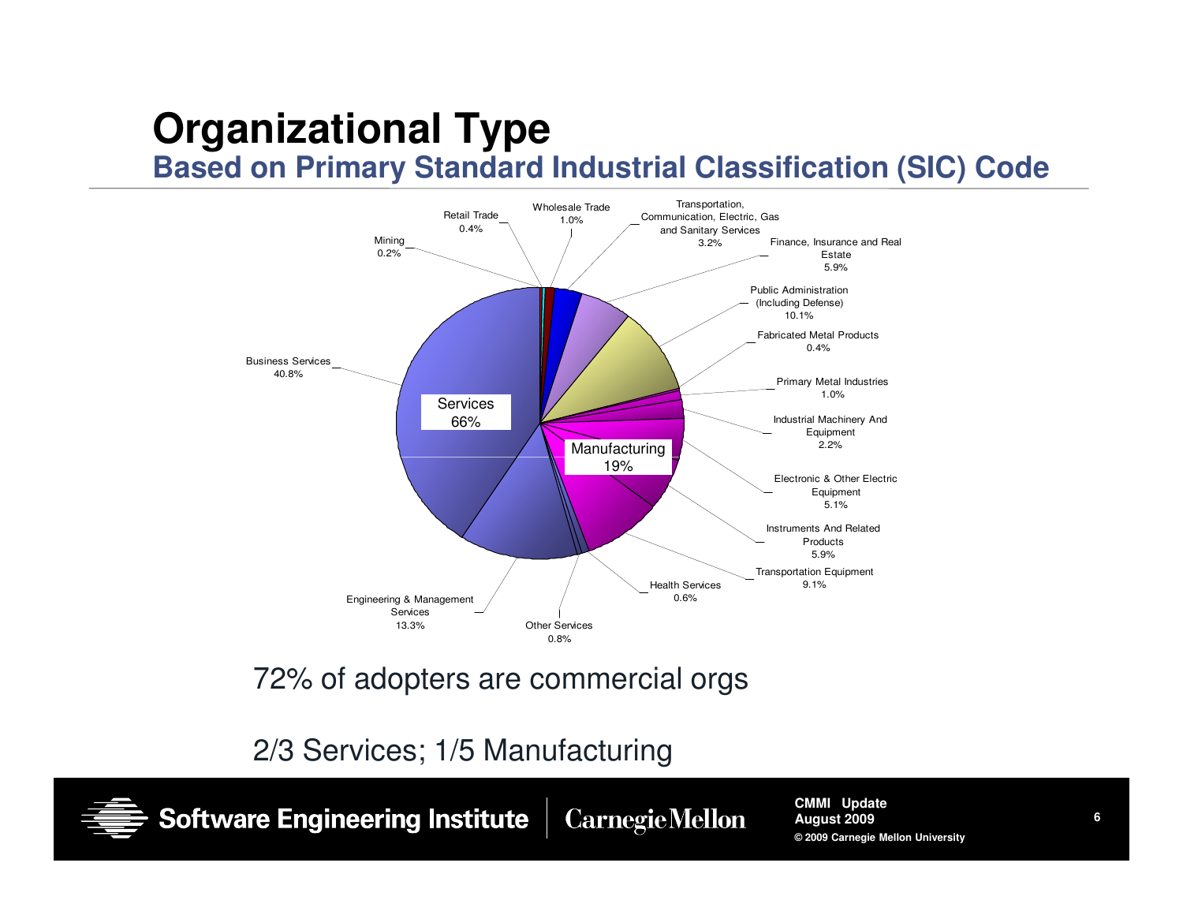# Organizational Type

## Based on Primary Standard Industrial Classification (SIC) Code

Mining 0.2%
Retail Trade 0.4%
Wholesale Trade 1.0%
Transportation, Communication, Electric, Gas and Sanitary Services 3.2%
Finance, Insurance and Real Estate 5.9%
Public Administration (Including Defense) 10.1%
Fabricated Metal Products 0.4%
Primary Metal Industries 1.0%
Industrial Machinery And Equipment 2.2%
Electronic & Other Electric Equipment 5.1%
Instruments And Related Products 5.9%
Transportation Equipment 9.1%
Health Services 0.6%
Other Services 0.8%
Engineering & Management Services 13.3%
Business Services 40.8%

Services 66%

Manufacturing 19%

72% of adopters are commercial orgs

2/3 Services; 1/5 Manufacturing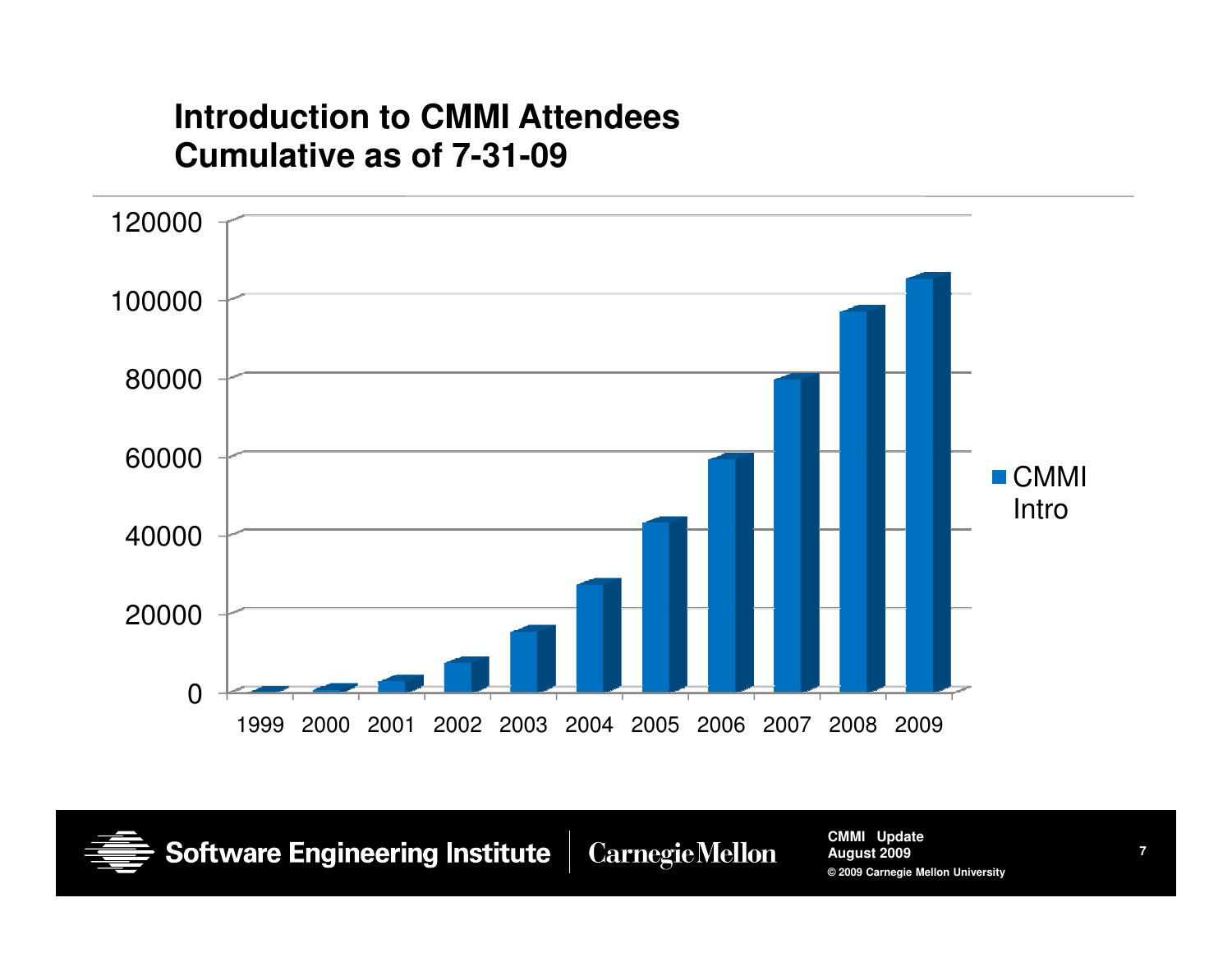## Introduction to CMMI Attendees
## Cumulative as of 7-31-09

120000

100000

80000

60000

40000

20000

0

1999 2000 2001 2002 2003 2004 2005 2006 2007 2008 2009

CMMI Intro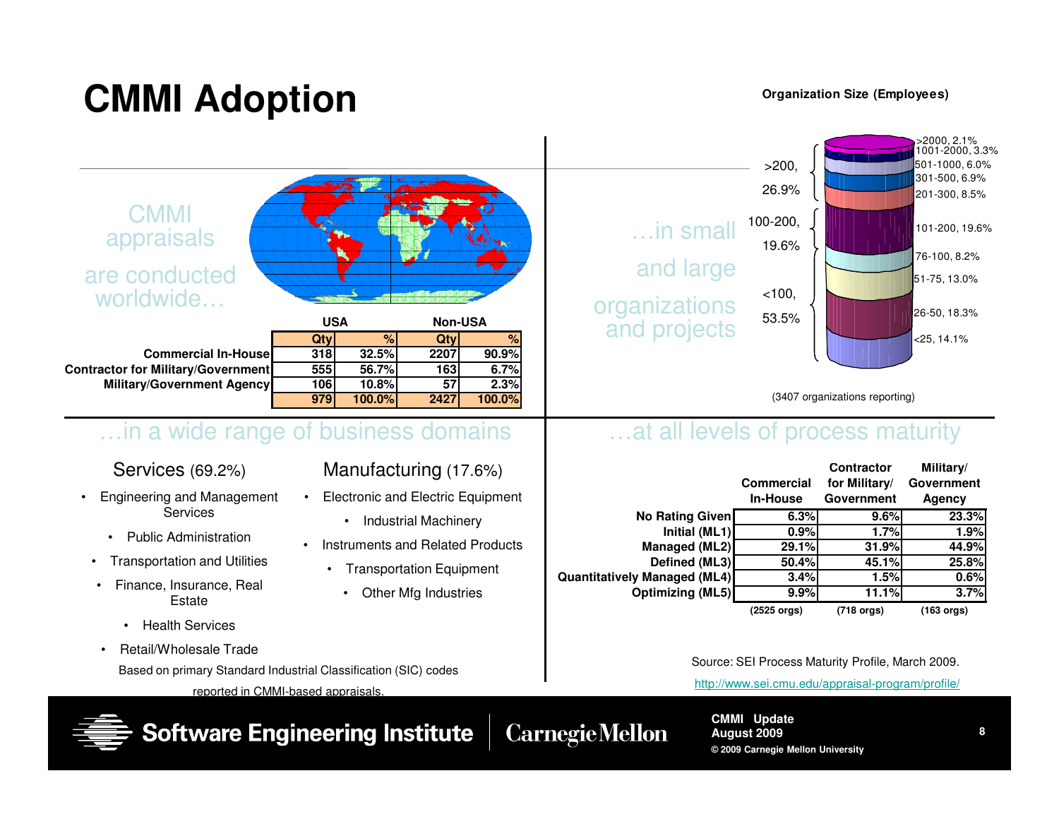# CMMI Adoption

CMMI appraisals are conducted worldwide…

| | USA | | Non-USA | |
|---|---|---|---|---|
| | Qty | % | Qty | % |
| Commercial In-House | 318 | 32.5% | 2207 | 90.9% |
| Contractor for Military/Government | 555 | 56.7% | 163 | 6.7% |
| Military/Government Agency | 106 | 10.8% | 57 | 2.3% |
| | 979 | 100.0% | 2427 | 100.0% |

…in small and large organizations and projects

**Organization Size (Employees)**

- >200, 26.9%
  - >2000, 2.1%
  - 1001-2000, 3.3%
  - 501-1000, 6.0%
  - 301-500, 6.9%
  - 201-300, 8.5%
- 100-200, 19.6%
  - 101-200, 19.6%
- <100, 53.5%
  - 76-100, 8.2%
  - 51-75, 13.0%
  - 26-50, 18.3%
  - <25, 14.1%

(3407 organizations reporting)

## …in a wide range of business domains

**Services** (69.2%)

- Engineering and Management Services
- Public Administration
- Transportation and Utilities
- Finance, Insurance, Real Estate
- Health Services
- Retail/Wholesale Trade

**Manufacturing** (17.6%)

- Electronic and Electric Equipment
- Industrial Machinery
- Instruments and Related Products
- Transportation Equipment
- Other Mfg Industries

Based on primary Standard Industrial Classification (SIC) codes reported in CMMI-based appraisals.

## …at all levels of process maturity

| | Commercial In-House | Contractor for Military/ Government | Military/ Government Agency |
|---|---|---|---|
| No Rating Given | 6.3% | 9.6% | 23.3% |
| Initial (ML1) | 0.9% | 1.7% | 1.9% |
| Managed (ML2) | 29.1% | 31.9% | 44.9% |
| Defined (ML3) | 50.4% | 45.1% | 25.8% |
| Quantitatively Managed (ML4) | 3.4% | 1.5% | 0.6% |
| Optimizing (ML5) | 9.9% | 11.1% | 3.7% |
| | (2525 orgs) | (718 orgs) | (163 orgs) |

Source: SEI Process Maturity Profile, March 2009.

http://www.sei.cmu.edu/appraisal-program/profile/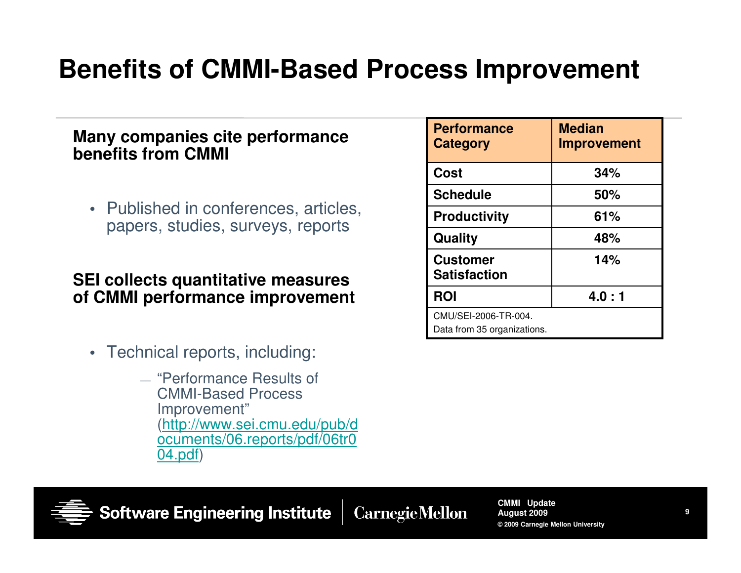# Benefits of CMMI-Based Process Improvement

**Many companies cite performance benefits from CMMI**

- Published in conferences, articles, papers, studies, surveys, reports

**SEI collects quantitative measures of CMMI performance improvement**

- Technical reports, including:
  - "Performance Results of CMMI-Based Process Improvement" (http://www.sei.cmu.edu/pub/documents/06.reports/pdf/06tr004.pdf)

| Performance Category | Median Improvement |
|---|---|
| Cost | 34% |
| Schedule | 50% |
| Productivity | 61% |
| Quality | 48% |
| Customer Satisfaction | 14% |
| ROI | 4.0 : 1 |

CMU/SEI-2006-TR-004.
Data from 35 organizations.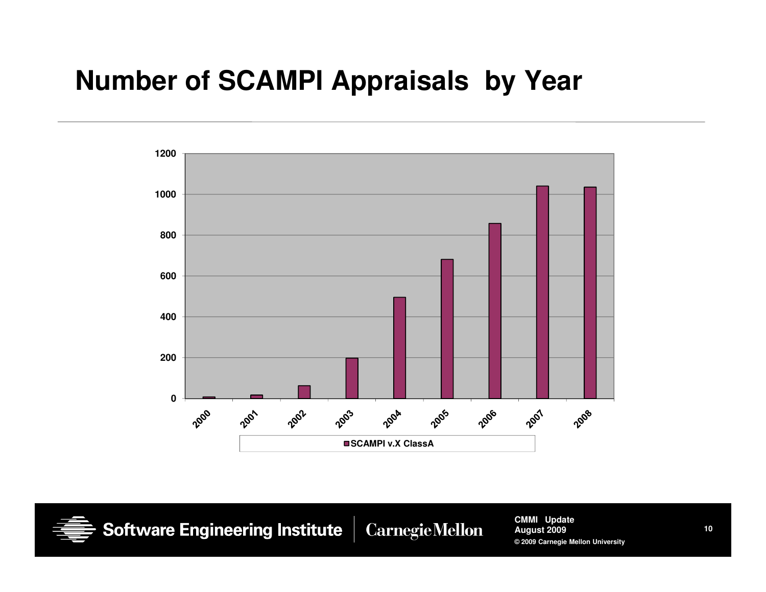# Number of SCAMPI Appraisals by Year

1200
1000
800
600
400
200
0

2000
2001
2002
2003
2004
2005
2006
2007
2008

SCAMPI v.X ClassA